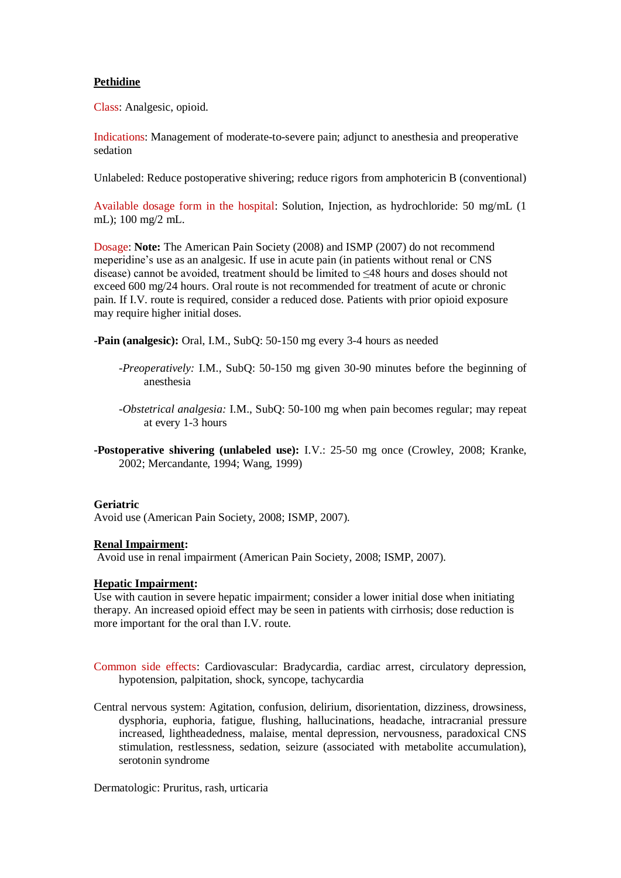**Pethidine**

Class: Analgesic, opioid.

Indications: Management of moderate-to-severe pain; adjunct to anesthesia and preoperative sedation

Unlabeled: Reduce postoperative shivering; reduce rigors from amphotericin B (conventional)

Available dosage form in the hospital: Solution, Injection, as hydrochloride: 50 mg/mL (1 mL); 100 mg/2 mL.

Dosage: **Note:** The American Pain Society (2008) and ISMP (2007) do not recommend meperidine's use as an analgesic. If use in acute pain (in patients without renal or CNS disease) cannot be avoided, treatment should be limited to ≤48 hours and doses should not exceed 600 mg/24 hours. Oral route is not recommended for treatment of acute or chronic pain. If I.V. route is required, consider a reduced dose. Patients with prior opioid exposure may require higher initial doses.

**-Pain (analgesic):** Oral, I.M., SubQ: 50-150 mg every 3-4 hours as needed

- *-Preoperatively:* I.M., SubQ: 50-150 mg given 30-90 minutes before the beginning of anesthesia
- *-Obstetrical analgesia:* I.M., SubQ: 50-100 mg when pain becomes regular; may repeat at every 1-3 hours

**-Postoperative shivering (unlabeled use):** I.V.: 25-50 mg once (Crowley, 2008; Kranke, 2002; Mercandante, 1994; Wang, 1999)

**Geriatric**

Avoid use (American Pain Society, 2008; ISMP, 2007).

**Renal Impairment:**

Avoid use in renal impairment (American Pain Society, 2008; ISMP, 2007).

**Hepatic Impairment:**

Use with caution in severe hepatic impairment; consider a lower initial dose when initiating therapy. An increased opioid effect may be seen in patients with cirrhosis; dose reduction is more important for the oral than I.V. route.

Common side effects: Cardiovascular: Bradycardia, cardiac arrest, circulatory depression, hypotension, palpitation, shock, syncope, tachycardia

Central nervous system: Agitation, confusion, delirium, disorientation, dizziness, drowsiness, dysphoria, euphoria, fatigue, flushing, hallucinations, headache, intracranial pressure increased, lightheadedness, malaise, mental depression, nervousness, paradoxical CNS stimulation, restlessness, sedation, seizure (associated with metabolite accumulation), serotonin syndrome

Dermatologic: Pruritus, rash, urticaria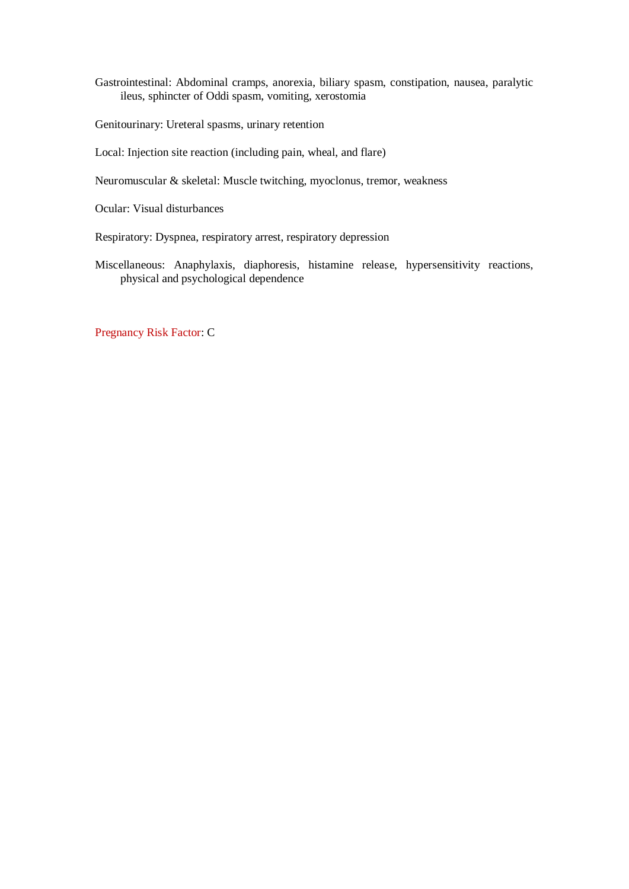Gastrointestinal: Abdominal cramps, anorexia, biliary spasm, constipation, nausea, paralytic ileus, sphincter of Oddi spasm, vomiting, xerostomia

Genitourinary: Ureteral spasms, urinary retention

Local: Injection site reaction (including pain, wheal, and flare)

Neuromuscular & skeletal: Muscle twitching, myoclonus, tremor, weakness

Ocular: Visual disturbances

Respiratory: Dyspnea, respiratory arrest, respiratory depression

Miscellaneous: Anaphylaxis, diaphoresis, histamine release, hypersensitivity reactions, physical and psychological dependence

Pregnancy Risk Factor: C